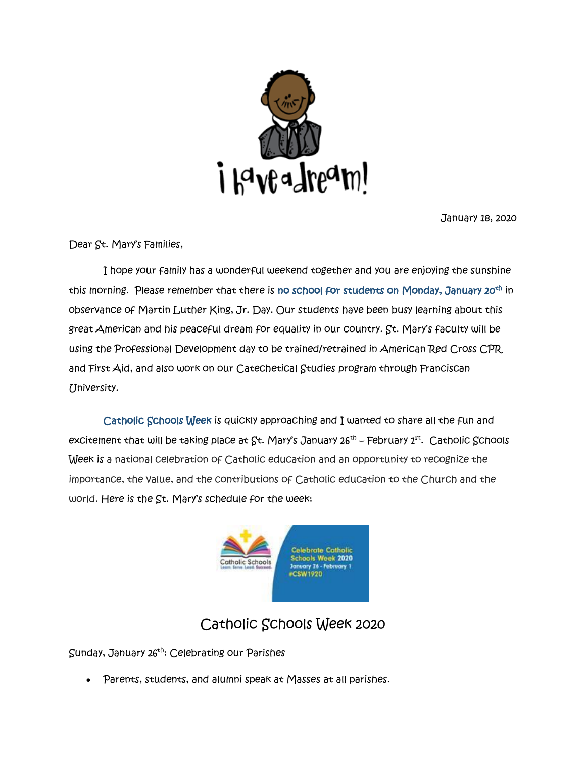i have a dream!

January 18, 2020

Dear St. Mary's Families,

I hope your family has a wonderful weekend together and you are enjoying the sunshine this morning. Please remember that there is no school for students on Monday, January 20th in observance of Martin Luther King, Jr. Day. Our students have been busy learning about this great American and his peaceful dream for equality in our country. St. Mary's faculty will be using the Professional Development day to be trained/retrained in American Red Cross CPR and First Aid, and also work on our Catechetical Studies program through Franciscan University.

Catholic Schools Week is quickly approaching and I wanted to share all the fun and excitement that will be taking place at St. Mary's January 26th – February 1st. Catholic Schools Week is a national celebration of Catholic education and an opportunity to recognize the importance, the value, and the contributions of Catholic education to the Church and the world. Here is the St. Mary's schedule for the week:

Catholic Schools
Learn. Serve. Lead. Succeed.

Celebrate Catholic Schools Week 2020
January 26 - February 1
#CSW1920

## Catholic Schools Week 2020

Sunday, January 26th: Celebrating our Parishes

- Parents, students, and alumni speak at Masses at all parishes.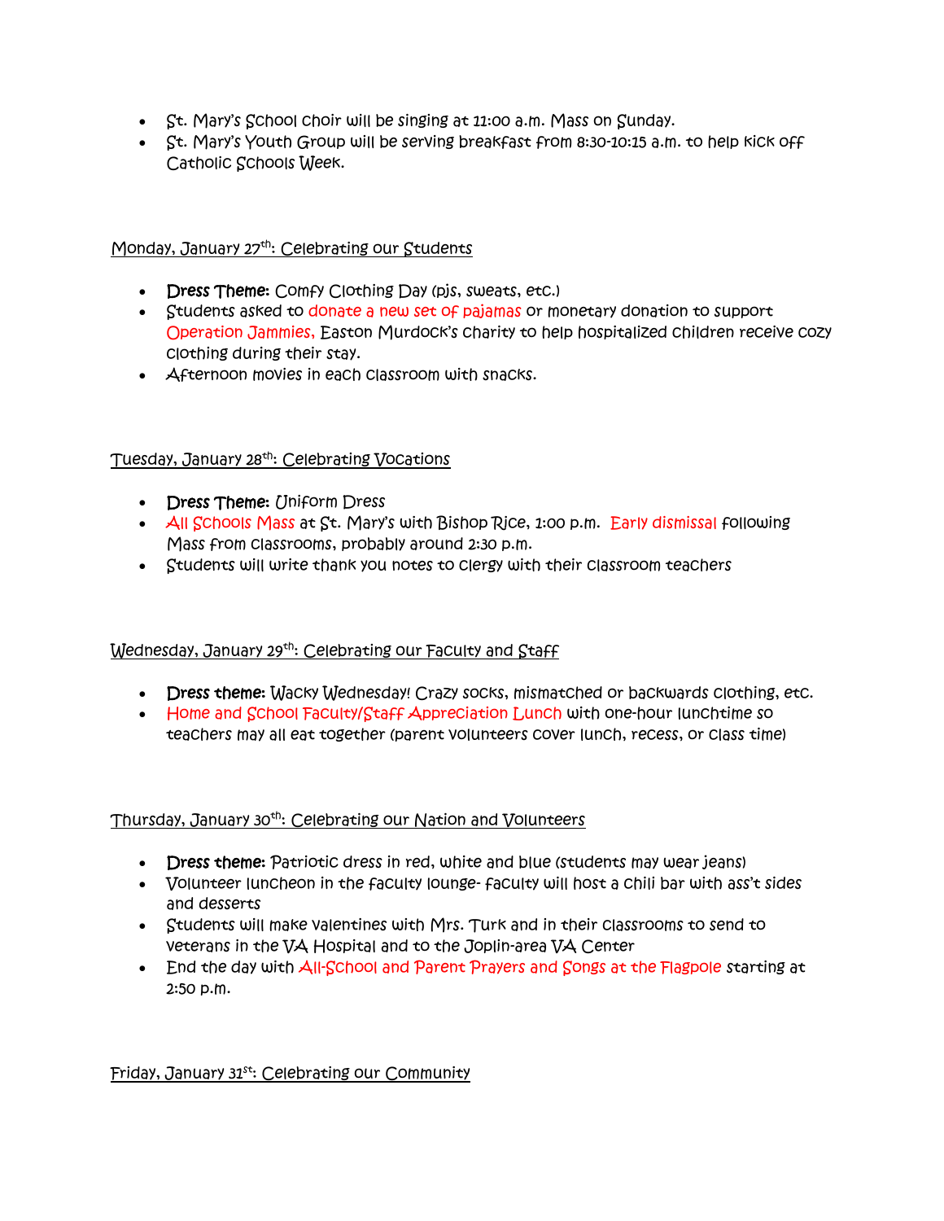- St. Mary's School choir will be singing at 11:00 a.m. Mass on Sunday.
- St. Mary's Youth Group will be serving breakfast from 8:30-10:15 a.m. to help kick off Catholic Schools Week.

Monday, January 27th: Celebrating our Students

- **Dress Theme:** Comfy Clothing Day (pjs, sweats, etc.)
- Students asked to donate a new set of pajamas or monetary donation to support Operation Jammies, Easton Murdock's charity to help hospitalized children receive cozy clothing during their stay.
- Afternoon movies in each classroom with snacks.

Tuesday, January 28th: Celebrating Vocations

- **Dress Theme:** Uniform Dress
- All Schools Mass at St. Mary's with Bishop Rice, 1:00 p.m. Early dismissal following Mass from classrooms, probably around 2:30 p.m.
- Students will write thank you notes to clergy with their classroom teachers

Wednesday, January 29th: Celebrating our Faculty and Staff

- **Dress theme:** Wacky Wednesday! Crazy socks, mismatched or backwards clothing, etc.
- Home and School Faculty/Staff Appreciation Lunch with one-hour lunchtime so teachers may all eat together (parent volunteers cover lunch, recess, or class time)

Thursday, January 30th: Celebrating our Nation and Volunteers

- **Dress theme:** Patriotic dress in red, white and blue (students may wear jeans)
- Volunteer luncheon in the faculty lounge- faculty will host a chili bar with ass't sides and desserts
- Students will make valentines with Mrs. Turk and in their classrooms to send to veterans in the VA Hospital and to the Joplin-area VA Center
- End the day with All-School and Parent Prayers and Songs at the Flagpole starting at 2:50 p.m.

Friday, January 31st: Celebrating our Community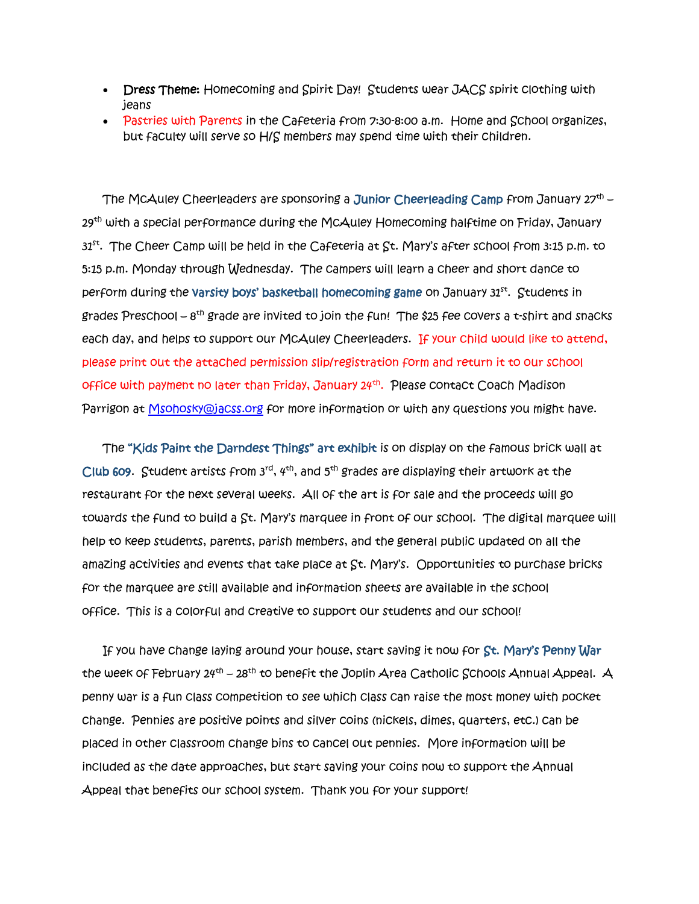- **Dress Theme:** Homecoming and Spirit Day! Students wear JACS spirit clothing with jeans
- Pastries with Parents in the Cafeteria from 7:30-8:00 a.m. Home and School organizes, but faculty will serve so H/S members may spend time with their children.

The McAuley Cheerleaders are sponsoring a Junior Cheerleading Camp from January 27th – 29th with a special performance during the McAuley Homecoming halftime on Friday, January 31st. The Cheer Camp will be held in the Cafeteria at St. Mary's after school from 3:15 p.m. to 5:15 p.m. Monday through Wednesday. The campers will learn a cheer and short dance to perform during the varsity boys' basketball homecoming game on January 31st. Students in grades Preschool – 8th grade are invited to join the fun! The $25 fee covers a t-shirt and snacks each day, and helps to support our McAuley Cheerleaders. If your child would like to attend, please print out the attached permission slip/registration form and return it to our school office with payment no later than Friday, January 24th. Please contact Coach Madison Parrigon at Msohosky@jacss.org for more information or with any questions you might have.

The "Kids Paint the Darndest Things" art exhibit is on display on the famous brick wall at Club 609. Student artists from 3rd, 4th, and 5th grades are displaying their artwork at the restaurant for the next several weeks. All of the art is for sale and the proceeds will go towards the fund to build a St. Mary's marquee in front of our school. The digital marquee will help to keep students, parents, parish members, and the general public updated on all the amazing activities and events that take place at St. Mary's. Opportunities to purchase bricks for the marquee are still available and information sheets are available in the school office. This is a colorful and creative to support our students and our school!

If you have change laying around your house, start saving it now for St. Mary's Penny War the week of February 24th – 28th to benefit the Joplin Area Catholic Schools Annual Appeal. A penny war is a fun class competition to see which class can raise the most money with pocket change. Pennies are positive points and silver coins (nickels, dimes, quarters, etc.) can be placed in other classroom change bins to cancel out pennies. More information will be included as the date approaches, but start saving your coins now to support the Annual Appeal that benefits our school system. Thank you for your support!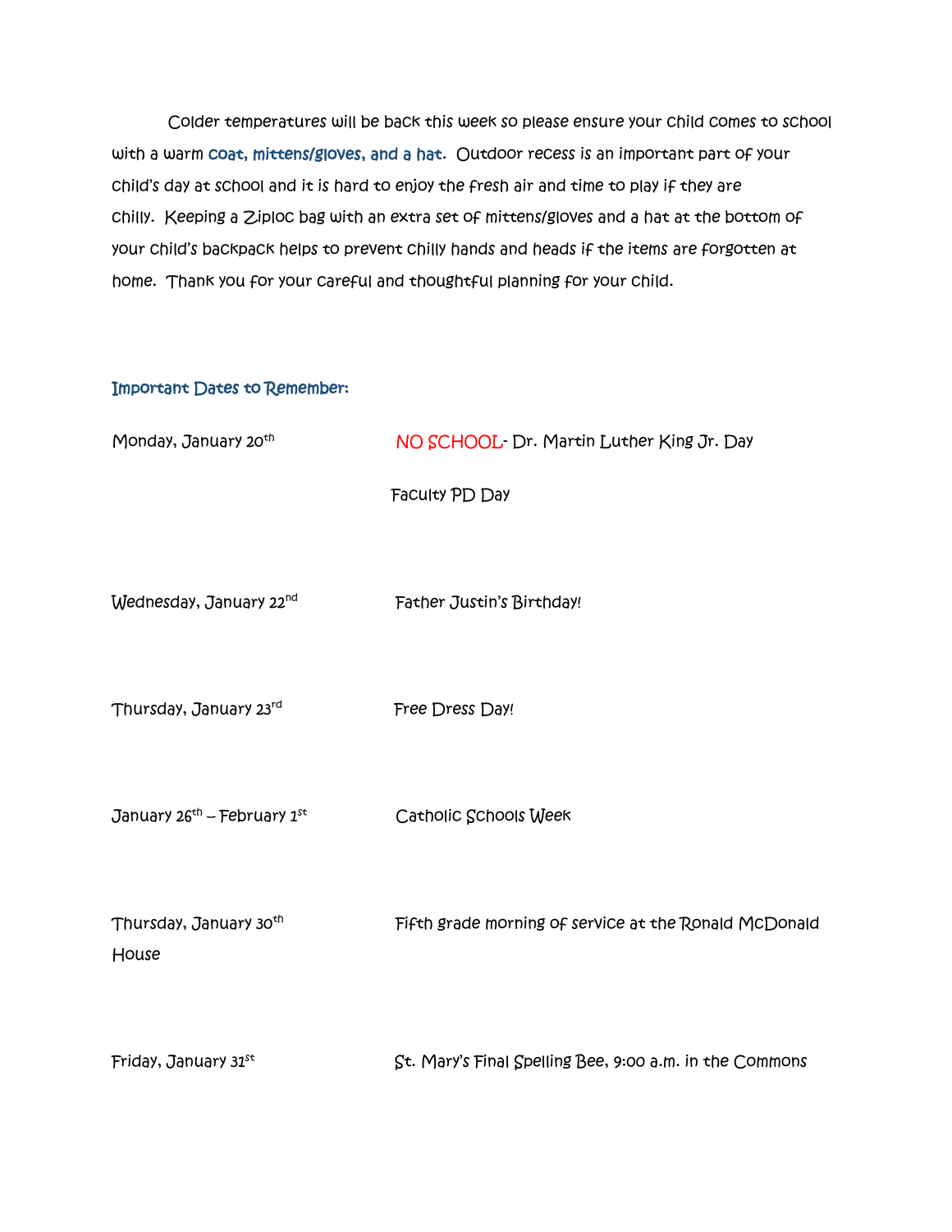Colder temperatures will be back this week so please ensure your child comes to school with a warm **coat, mittens/gloves, and a hat**. Outdoor recess is an important part of your child's day at school and it is hard to enjoy the fresh air and time to play if they are chilly. Keeping a Ziploc bag with an extra set of mittens/gloves and a hat at the bottom of your child's backpack helps to prevent chilly hands and heads if the items are forgotten at home. Thank you for your careful and thoughtful planning for your child.

### Important Dates to Remember:

| | |
|---|---|
| Monday, January 20th | NO SCHOOL- Dr. Martin Luther King Jr. Day<br>Faculty PD Day |
| Wednesday, January 22nd | Father Justin's Birthday! |
| Thursday, January 23rd | Free Dress Day! |
| January 26th – February 1st | Catholic Schools Week |
| Thursday, January 30th | Fifth grade morning of service at the Ronald McDonald House |
| Friday, January 31st | St. Mary's Final Spelling Bee, 9:00 a.m. in the Commons |